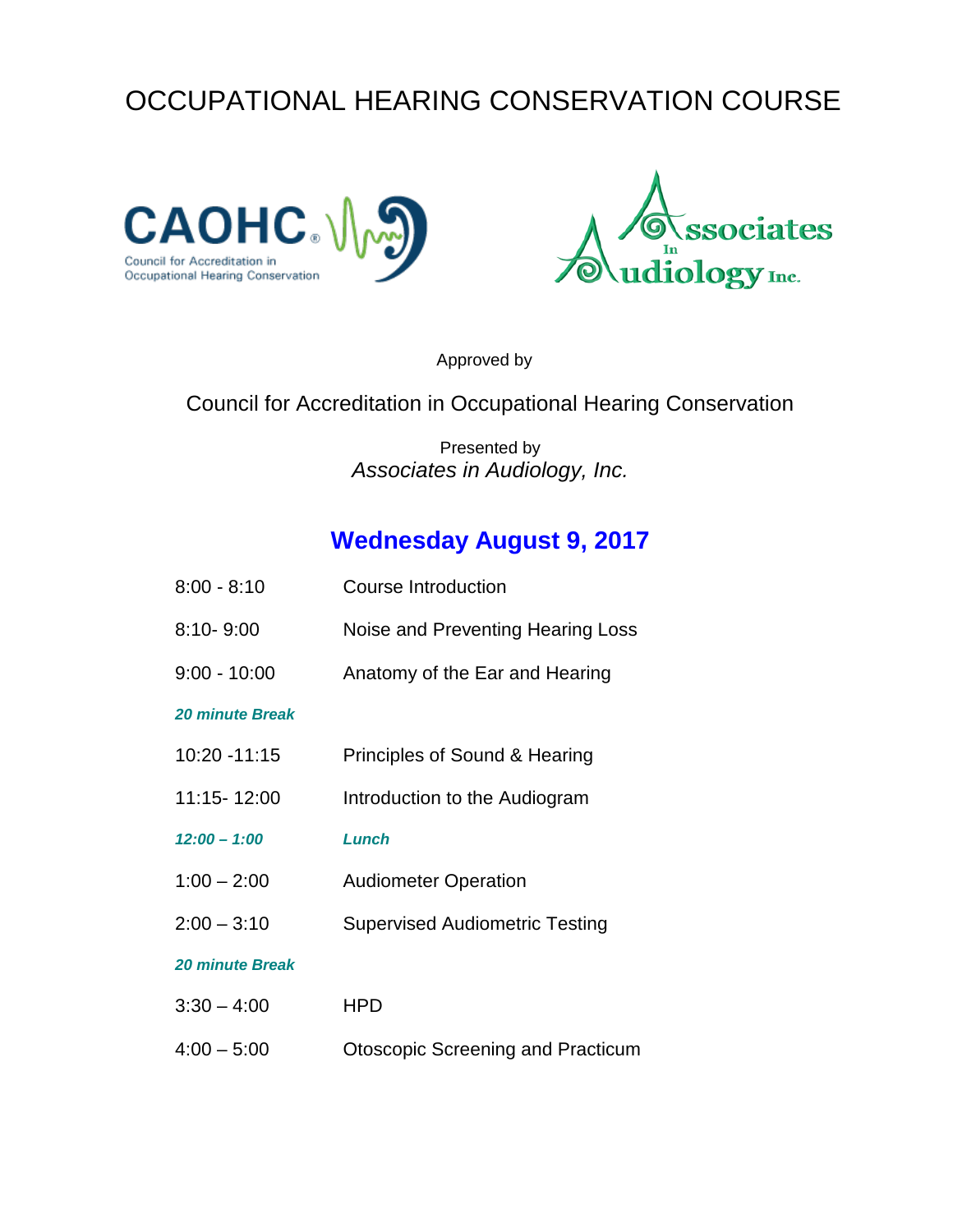# OCCUPATIONAL HEARING CONSERVATION COURSE

CAOHC
Council for Accreditation in Occupational Hearing Conservation

Associates In Audiology Inc.

Approved by

Council for Accreditation in Occupational Hearing Conservation

Presented by
*Associates in Audiology, Inc.*

## Wednesday August 9, 2017

| | |
|---|---|
| 8:00 - 8:10 | Course Introduction |
| 8:10- 9:00 | Noise and Preventing Hearing Loss |
| 9:00 - 10:00 | Anatomy of the Ear and Hearing |
| ***20 minute Break*** | |
| 10:20 -11:15 | Principles of Sound & Hearing |
| 11:15- 12:00 | Introduction to the Audiogram |
| ***12:00 – 1:00*** | ***Lunch*** |
| 1:00 – 2:00 | Audiometer Operation |
| 2:00 – 3:10 | Supervised Audiometric Testing |
| ***20 minute Break*** | |
| 3:30 – 4:00 | HPD |
| 4:00 – 5:00 | Otoscopic Screening and Practicum |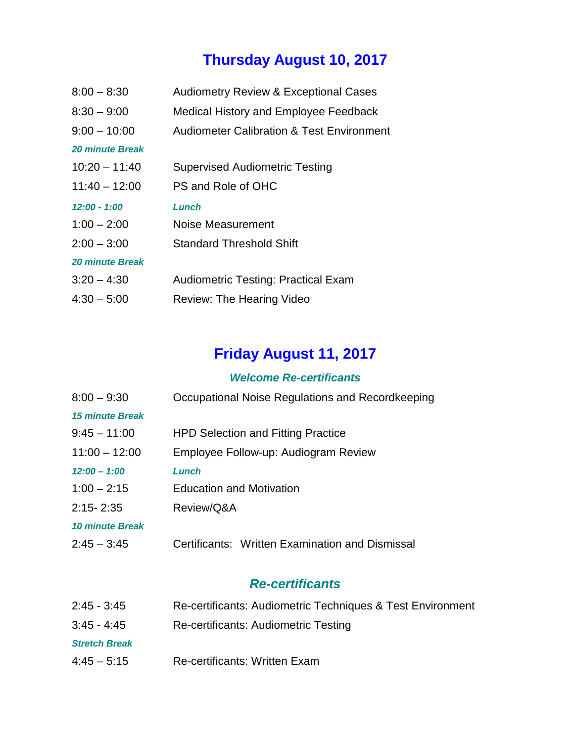## Thursday August 10, 2017

| | |
|---|---|
| 8:00 – 8:30 | Audiometry Review & Exceptional Cases |
| 8:30 – 9:00 | Medical History and Employee Feedback |
| 9:00 – 10:00 | Audiometer Calibration & Test Environment |
| ***20 minute Break*** | |
| 10:20 – 11:40 | Supervised Audiometric Testing |
| 11:40 – 12:00 | PS and Role of OHC |
| ***12:00 - 1:00*** | ***Lunch*** |
| 1:00 – 2:00 | Noise Measurement |
| 2:00 – 3:00 | Standard Threshold Shift |
| ***20 minute Break*** | |
| 3:20 – 4:30 | Audiometric Testing: Practical Exam |
| 4:30 – 5:00 | Review: The Hearing Video |

## Friday August 11, 2017

***Welcome Re-certificants***

| | |
|---|---|
| 8:00 – 9:30 | Occupational Noise Regulations and Recordkeeping |
| ***15 minute Break*** | |
| 9:45 – 11:00 | HPD Selection and Fitting Practice |
| 11:00 – 12:00 | Employee Follow-up: Audiogram Review |
| ***12:00 – 1:00*** | ***Lunch*** |
| 1:00 – 2:15 | Education and Motivation |
| 2:15- 2:35 | Review/Q&A |
| ***10 minute Break*** | |
| 2:45 – 3:45 | Certificants: Written Examination and Dismissal |

### *Re-certificants*

| | |
|---|---|
| 2:45 - 3:45 | Re-certificants: Audiometric Techniques & Test Environment |
| 3:45 - 4:45 | Re-certificants: Audiometric Testing |
| ***Stretch Break*** | |
| 4:45 – 5:15 | Re-certificants: Written Exam |